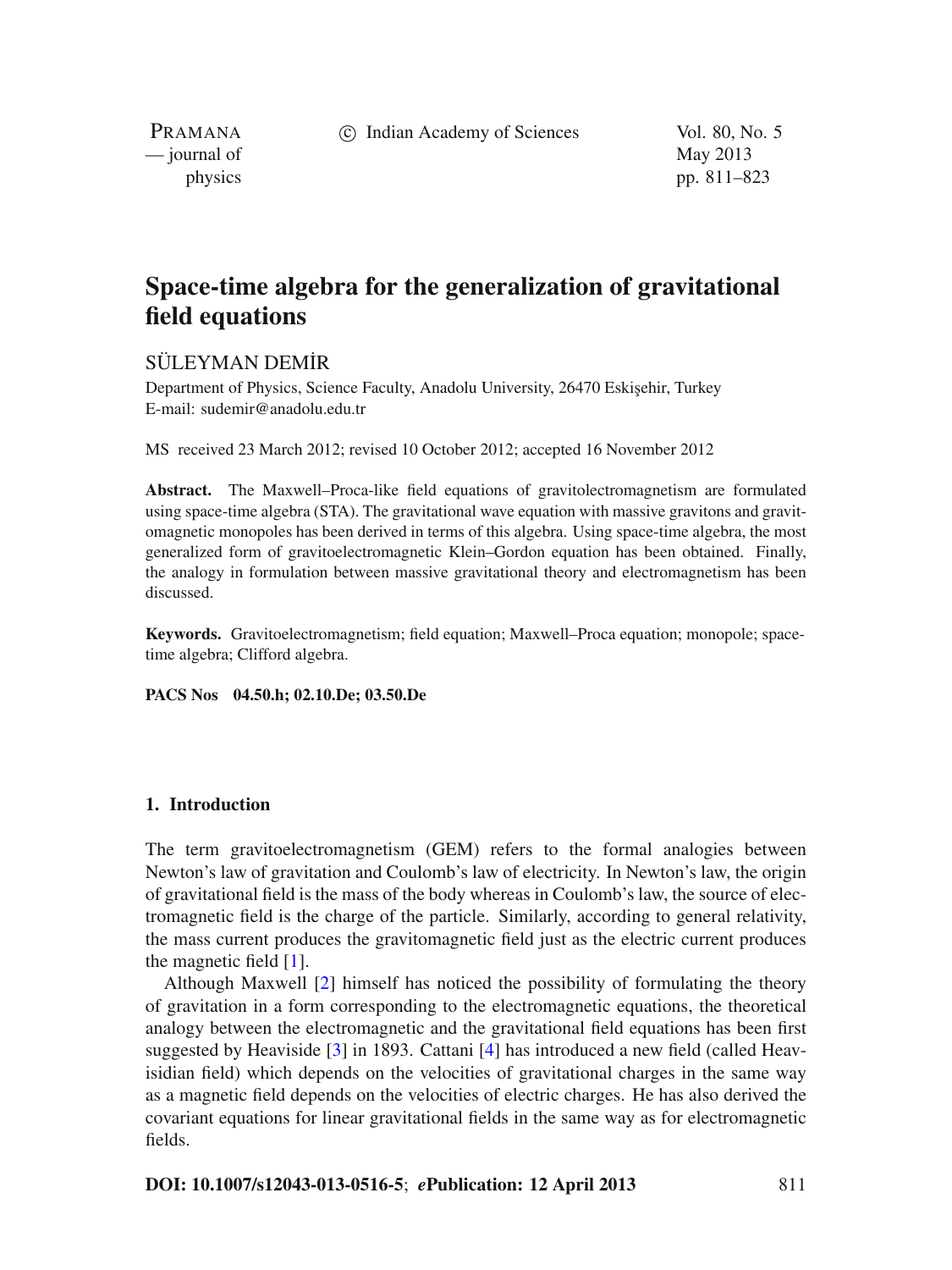# Space-time algebra for the generalization of gravitational field equations

SÜLEYMAN DEMİR

Department of Physics, Science Faculty, Anadolu University, 26470 Eskişehir, Turkey
E-mail: sudemir@anadolu.edu.tr

MS received 23 March 2012; revised 10 October 2012; accepted 16 November 2012

**Abstract.** The Maxwell–Proca-like field equations of gravitolectromagnetism are formulated using space-time algebra (STA). The gravitational wave equation with massive gravitons and gravitomagnetic monopoles has been derived in terms of this algebra. Using space-time algebra, the most generalized form of gravitoelectromagnetic Klein–Gordon equation has been obtained. Finally, the analogy in formulation between massive gravitational theory and electromagnetism has been discussed.

**Keywords.** Gravitoelectromagnetism; field equation; Maxwell–Proca equation; monopole; space-time algebra; Clifford algebra.

**PACS Nos** **04.50.h; 02.10.De; 03.50.De**

## 1. Introduction

The term gravitoelectromagnetism (GEM) refers to the formal analogies between Newton's law of gravitation and Coulomb's law of electricity. In Newton's law, the origin of gravitational field is the mass of the body whereas in Coulomb's law, the source of electromagnetic field is the charge of the particle. Similarly, according to general relativity, the mass current produces the gravitomagnetic field just as the electric current produces the magnetic field [1].

Although Maxwell [2] himself has noticed the possibility of formulating the theory of gravitation in a form corresponding to the electromagnetic equations, the theoretical analogy between the electromagnetic and the gravitational field equations has been first suggested by Heaviside [3] in 1893. Cattani [4] has introduced a new field (called Heavisidian field) which depends on the velocities of gravitational charges in the same way as a magnetic field depends on the velocities of electric charges. He has also derived the covariant equations for linear gravitational fields in the same way as for electromagnetic fields.

**DOI: 10.1007/s12043-013-0516-5**; ***e*Publication: 12 April 2013**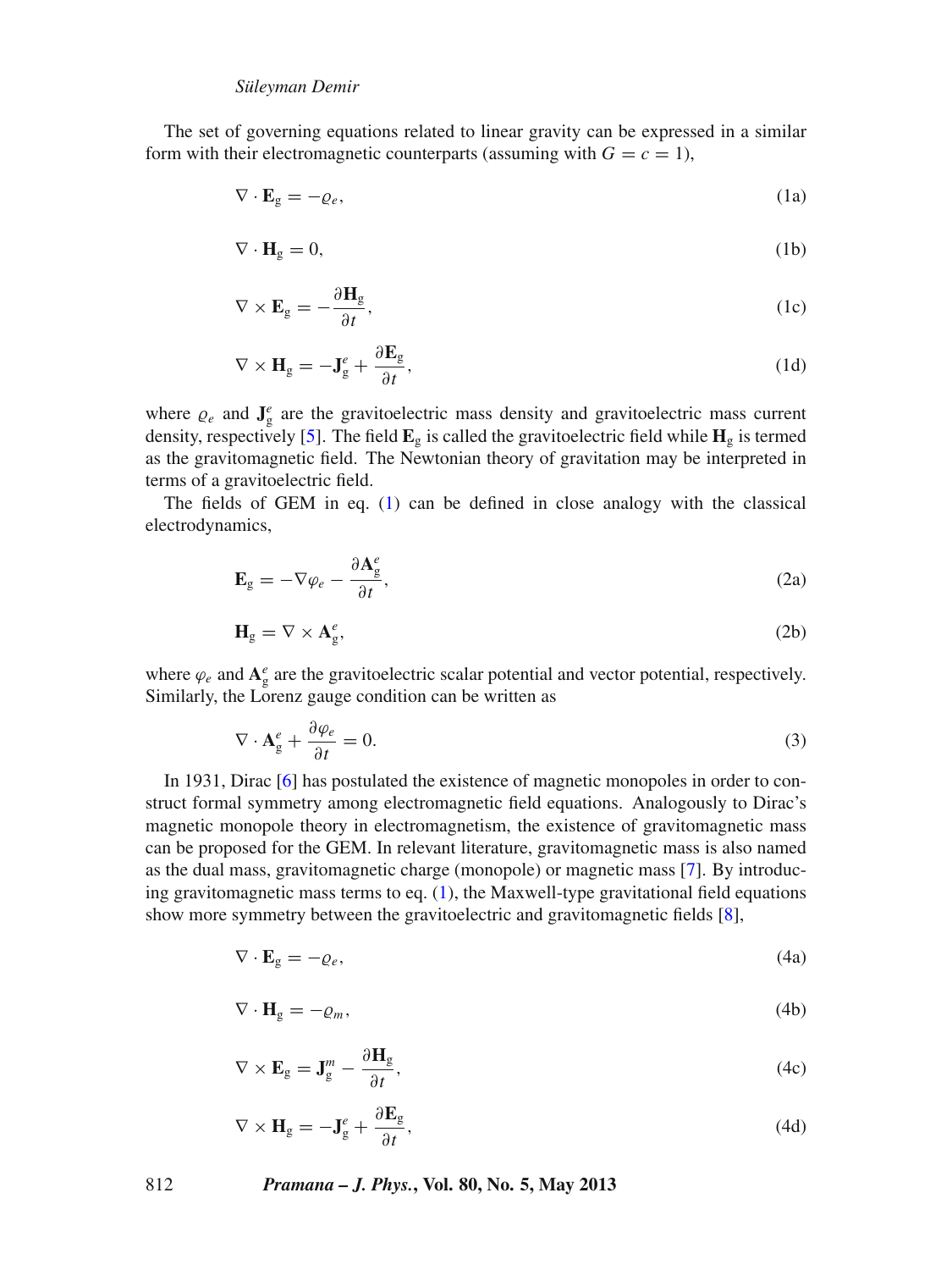The set of governing equations related to linear gravity can be expressed in a similar form with their electromagnetic counterparts (assuming with $G = c = 1$),

$$\nabla \cdot \mathbf{E}_{\mathrm{g}} = -\varrho_e, \tag{1a}$$

$$\nabla \cdot \mathbf{H}_{\mathrm{g}} = 0, \tag{1b}$$

$$\nabla \times \mathbf{E}_{\mathrm{g}} = -\frac{\partial \mathbf{H}_{\mathrm{g}}}{\partial t}, \tag{1c}$$

$$\nabla \times \mathbf{H}_{\mathrm{g}} = -\mathbf{J}_{\mathrm{g}}^{e} + \frac{\partial \mathbf{E}_{\mathrm{g}}}{\partial t}, \tag{1d}$$

where $\varrho_e$ and $\mathbf{J}_{\mathrm{g}}^{e}$ are the gravitoelectric mass density and gravitoelectric mass current density, respectively [5]. The field $\mathbf{E}_{\mathrm{g}}$ is called the gravitoelectric field while $\mathbf{H}_{\mathrm{g}}$ is termed as the gravitomagnetic field. The Newtonian theory of gravitation may be interpreted in terms of a gravitoelectric field.

The fields of GEM in eq. (1) can be defined in close analogy with the classical electrodynamics,

$$\mathbf{E}_{\mathrm{g}} = -\nabla \varphi_e - \frac{\partial \mathbf{A}_{\mathrm{g}}^{e}}{\partial t}, \tag{2a}$$

$$\mathbf{H}_{\mathrm{g}} = \nabla \times \mathbf{A}_{\mathrm{g}}^{e}, \tag{2b}$$

where $\varphi_e$ and $\mathbf{A}_{\mathrm{g}}^{e}$ are the gravitoelectric scalar potential and vector potential, respectively. Similarly, the Lorenz gauge condition can be written as

$$\nabla \cdot \mathbf{A}_{\mathrm{g}}^{e} + \frac{\partial \varphi_e}{\partial t} = 0. \tag{3}$$

In 1931, Dirac [6] has postulated the existence of magnetic monopoles in order to construct formal symmetry among electromagnetic field equations. Analogously to Dirac's magnetic monopole theory in electromagnetism, the existence of gravitomagnetic mass can be proposed for the GEM. In relevant literature, gravitomagnetic mass is also named as the dual mass, gravitomagnetic charge (monopole) or magnetic mass [7]. By introducing gravitomagnetic mass terms to eq. (1), the Maxwell-type gravitational field equations show more symmetry between the gravitoelectric and gravitomagnetic fields [8],

$$\nabla \cdot \mathbf{E}_{\mathrm{g}} = -\varrho_e, \tag{4a}$$

$$\nabla \cdot \mathbf{H}_{\mathrm{g}} = -\varrho_m, \tag{4b}$$

$$\nabla \times \mathbf{E}_{\mathrm{g}} = \mathbf{J}_{\mathrm{g}}^{m} - \frac{\partial \mathbf{H}_{\mathrm{g}}}{\partial t}, \tag{4c}$$

$$\nabla \times \mathbf{H}_{\mathrm{g}} = -\mathbf{J}_{\mathrm{g}}^{e} + \frac{\partial \mathbf{E}_{\mathrm{g}}}{\partial t}, \tag{4d}$$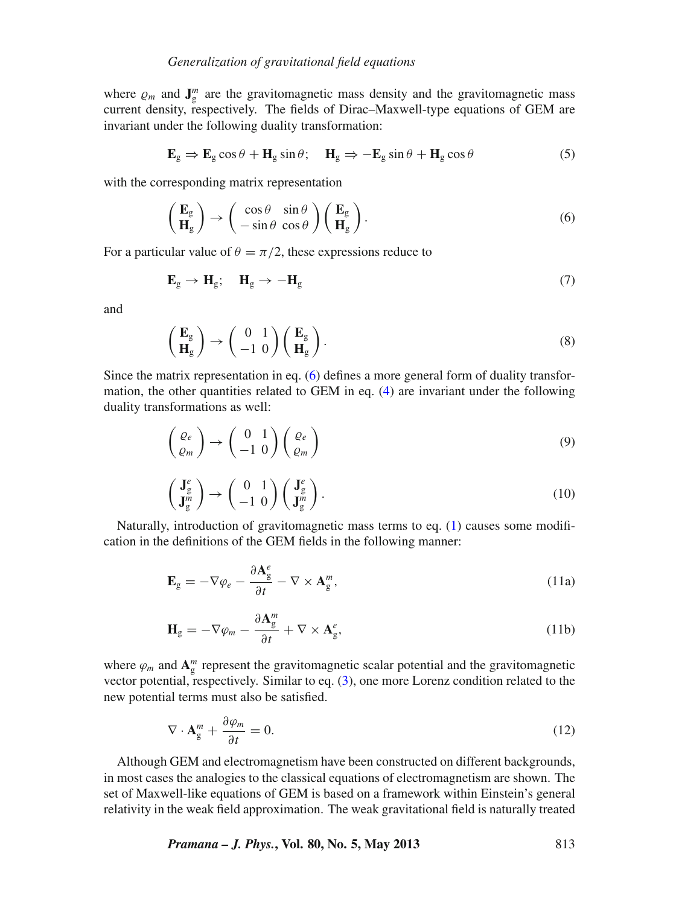where $\varrho_m$ and $\mathbf{J}_{\mathrm{g}}^{m}$ are the gravitomagnetic mass density and the gravitomagnetic mass current density, respectively. The fields of Dirac–Maxwell-type equations of GEM are invariant under the following duality transformation:

$$\mathbf{E}_{\mathrm{g}} \Rightarrow \mathbf{E}_{\mathrm{g}} \cos\theta + \mathbf{H}_{\mathrm{g}} \sin\theta; \quad \mathbf{H}_{\mathrm{g}} \Rightarrow -\mathbf{E}_{\mathrm{g}} \sin\theta + \mathbf{H}_{\mathrm{g}} \cos\theta \tag{5}$$

with the corresponding matrix representation

$$\begin{pmatrix} \mathbf{E}_{\mathrm{g}} \\ \mathbf{H}_{\mathrm{g}} \end{pmatrix} \rightarrow \begin{pmatrix} \cos\theta & \sin\theta \\ -\sin\theta & \cos\theta \end{pmatrix} \begin{pmatrix} \mathbf{E}_{\mathrm{g}} \\ \mathbf{H}_{\mathrm{g}} \end{pmatrix}. \tag{6}$$

For a particular value of $\theta = \pi/2$, these expressions reduce to

$$\mathbf{E}_{\mathrm{g}} \rightarrow \mathbf{H}_{\mathrm{g}}; \quad \mathbf{H}_{\mathrm{g}} \rightarrow -\mathbf{H}_{\mathrm{g}} \tag{7}$$

and

$$\begin{pmatrix} \mathbf{E}_{\mathrm{g}} \\ \mathbf{H}_{\mathrm{g}} \end{pmatrix} \rightarrow \begin{pmatrix} 0 & 1 \\ -1 & 0 \end{pmatrix} \begin{pmatrix} \mathbf{E}_{\mathrm{g}} \\ \mathbf{H}_{\mathrm{g}} \end{pmatrix}. \tag{8}$$

Since the matrix representation in eq. (6) defines a more general form of duality transformation, the other quantities related to GEM in eq. (4) are invariant under the following duality transformations as well:

$$\begin{pmatrix} \varrho_e \\ \varrho_m \end{pmatrix} \rightarrow \begin{pmatrix} 0 & 1 \\ -1 & 0 \end{pmatrix} \begin{pmatrix} \varrho_e \\ \varrho_m \end{pmatrix} \tag{9}$$

$$\begin{pmatrix} \mathbf{J}_{\mathrm{g}}^{e} \\ \mathbf{J}_{\mathrm{g}}^{m} \end{pmatrix} \rightarrow \begin{pmatrix} 0 & 1 \\ -1 & 0 \end{pmatrix} \begin{pmatrix} \mathbf{J}_{\mathrm{g}}^{e} \\ \mathbf{J}_{\mathrm{g}}^{m} \end{pmatrix}. \tag{10}$$

Naturally, introduction of gravitomagnetic mass terms to eq. (1) causes some modification in the definitions of the GEM fields in the following manner:

$$\mathbf{E}_{\mathrm{g}} = -\nabla\varphi_e - \frac{\partial \mathbf{A}_{\mathrm{g}}^{e}}{\partial t} - \nabla \times \mathbf{A}_{\mathrm{g}}^{m}, \tag{11a}$$

$$\mathbf{H}_{\mathrm{g}} = -\nabla\varphi_m - \frac{\partial \mathbf{A}_{\mathrm{g}}^{m}}{\partial t} + \nabla \times \mathbf{A}_{\mathrm{g}}^{e}, \tag{11b}$$

where $\varphi_m$ and $\mathbf{A}_{\mathrm{g}}^{m}$ represent the gravitomagnetic scalar potential and the gravitomagnetic vector potential, respectively. Similar to eq. (3), one more Lorenz condition related to the new potential terms must also be satisfied.

$$\nabla \cdot \mathbf{A}_{\mathrm{g}}^{m} + \frac{\partial \varphi_m}{\partial t} = 0. \tag{12}$$

Although GEM and electromagnetism have been constructed on different backgrounds, in most cases the analogies to the classical equations of electromagnetism are shown. The set of Maxwell-like equations of GEM is based on a framework within Einstein's general relativity in the weak field approximation. The weak gravitational field is naturally treated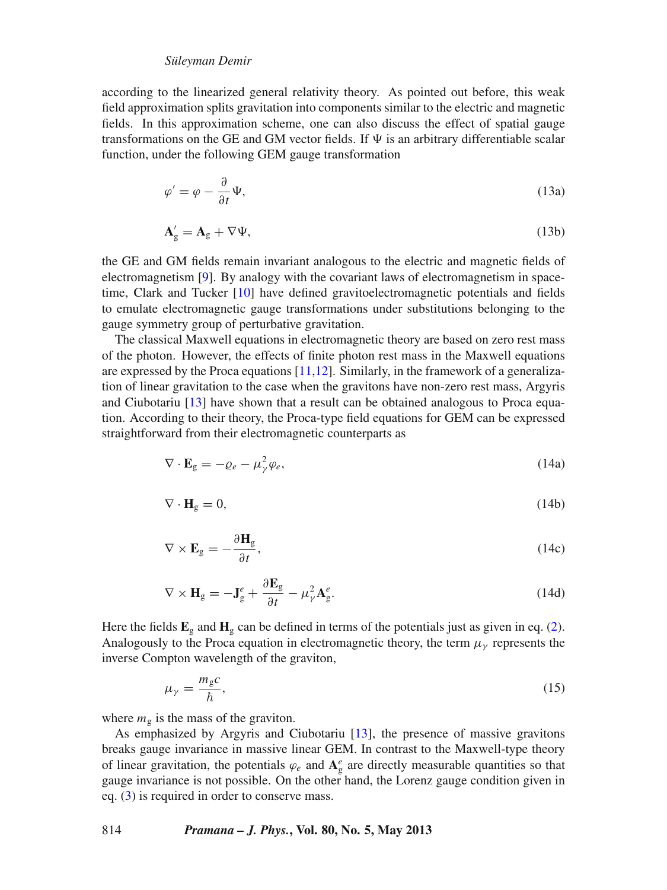according to the linearized general relativity theory. As pointed out before, this weak field approximation splits gravitation into components similar to the electric and magnetic fields. In this approximation scheme, one can also discuss the effect of spatial gauge transformations on the GE and GM vector fields. If $\Psi$ is an arbitrary differentiable scalar function, under the following GEM gauge transformation

$$\varphi' = \varphi - \frac{\partial}{\partial t}\Psi, \tag{13a}$$

$$\mathbf{A}'_{\mathrm{g}} = \mathbf{A}_{\mathrm{g}} + \nabla\Psi, \tag{13b}$$

the GE and GM fields remain invariant analogous to the electric and magnetic fields of electromagnetism [9]. By analogy with the covariant laws of electromagnetism in spacetime, Clark and Tucker [10] have defined gravitoelectromagnetic potentials and fields to emulate electromagnetic gauge transformations under substitutions belonging to the gauge symmetry group of perturbative gravitation.

The classical Maxwell equations in electromagnetic theory are based on zero rest mass of the photon. However, the effects of finite photon rest mass in the Maxwell equations are expressed by the Proca equations [11,12]. Similarly, in the framework of a generalization of linear gravitation to the case when the gravitons have non-zero rest mass, Argyris and Ciubotariu [13] have shown that a result can be obtained analogous to Proca equation. According to their theory, the Proca-type field equations for GEM can be expressed straightforward from their electromagnetic counterparts as

$$\nabla\cdot\mathbf{E}_{\mathrm{g}} = -\varrho_e - \mu_\gamma^2\varphi_e, \tag{14a}$$

$$\nabla\cdot\mathbf{H}_{\mathrm{g}} = 0, \tag{14b}$$

$$\nabla\times\mathbf{E}_{\mathrm{g}} = -\frac{\partial\mathbf{H}_{\mathrm{g}}}{\partial t}, \tag{14c}$$

$$\nabla\times\mathbf{H}_{\mathrm{g}} = -\mathbf{J}^e_{\mathrm{g}} + \frac{\partial\mathbf{E}_{\mathrm{g}}}{\partial t} - \mu_\gamma^2\mathbf{A}^e_{\mathrm{g}}. \tag{14d}$$

Here the fields $\mathbf{E}_{\mathrm{g}}$ and $\mathbf{H}_{\mathrm{g}}$ can be defined in terms of the potentials just as given in eq. (2). Analogously to the Proca equation in electromagnetic theory, the term $\mu_\gamma$ represents the inverse Compton wavelength of the graviton,

$$\mu_\gamma = \frac{m_{\mathrm{g}}c}{\hbar}, \tag{15}$$

where $m_{\mathrm{g}}$ is the mass of the graviton.

As emphasized by Argyris and Ciubotariu [13], the presence of massive gravitons breaks gauge invariance in massive linear GEM. In contrast to the Maxwell-type theory of linear gravitation, the potentials $\varphi_e$ and $\mathbf{A}^e_{\mathrm{g}}$ are directly measurable quantities so that gauge invariance is not possible. On the other hand, the Lorenz gauge condition given in eq. (3) is required in order to conserve mass.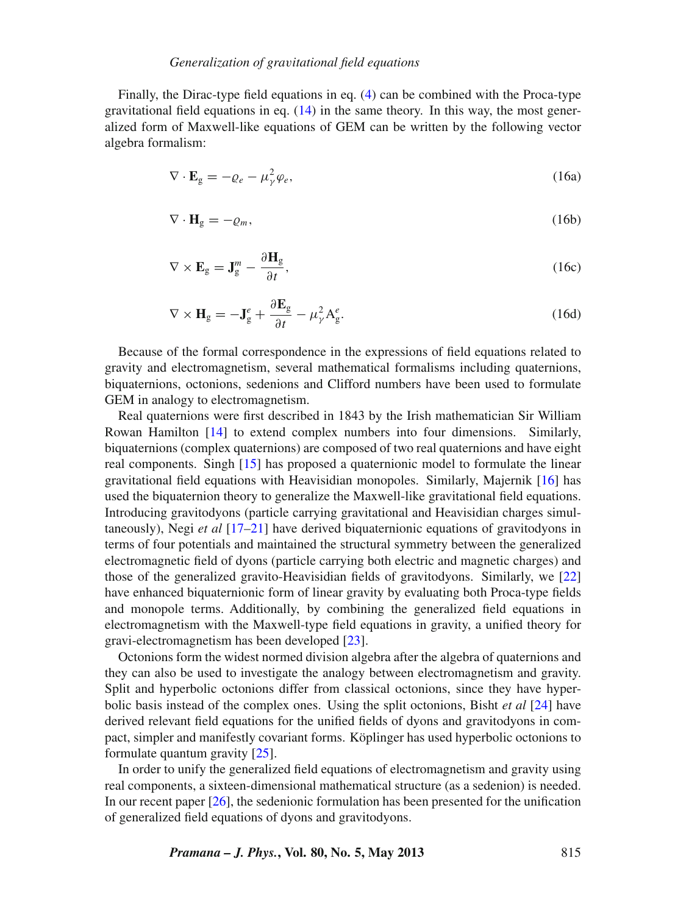Finally, the Dirac-type field equations in eq. (4) can be combined with the Proca-type gravitational field equations in eq. (14) in the same theory. In this way, the most generalized form of Maxwell-like equations of GEM can be written by the following vector algebra formalism:

$$\nabla \cdot \mathbf{E}_{\mathrm{g}} = -\varrho_e - \mu_\gamma^2 \varphi_e, \tag{16a}$$

$$\nabla \cdot \mathbf{H}_{\mathrm{g}} = -\varrho_m, \tag{16b}$$

$$\nabla \times \mathbf{E}_{\mathrm{g}} = \mathbf{J}_{\mathrm{g}}^{m} - \frac{\partial \mathbf{H}_{\mathrm{g}}}{\partial t}, \tag{16c}$$

$$\nabla \times \mathbf{H}_{\mathrm{g}} = -\mathbf{J}_{\mathrm{g}}^{e} + \frac{\partial \mathbf{E}_{\mathrm{g}}}{\partial t} - \mu_\gamma^2 \mathrm{A}_{\mathrm{g}}^{e}. \tag{16d}$$

Because of the formal correspondence in the expressions of field equations related to gravity and electromagnetism, several mathematical formalisms including quaternions, biquaternions, octonions, sedenions and Clifford numbers have been used to formulate GEM in analogy to electromagnetism.

Real quaternions were first described in 1843 by the Irish mathematician Sir William Rowan Hamilton [14] to extend complex numbers into four dimensions. Similarly, biquaternions (complex quaternions) are composed of two real quaternions and have eight real components. Singh [15] has proposed a quaternionic model to formulate the linear gravitational field equations with Heavisidian monopoles. Similarly, Majernik [16] has used the biquaternion theory to generalize the Maxwell-like gravitational field equations. Introducing gravitodyons (particle carrying gravitational and Heavisidian charges simultaneously), Negi *et al* [17–21] have derived biquaternionic equations of gravitodyons in terms of four potentials and maintained the structural symmetry between the generalized electromagnetic field of dyons (particle carrying both electric and magnetic charges) and those of the generalized gravito-Heavisidian fields of gravitodyons. Similarly, we [22] have enhanced biquaternionic form of linear gravity by evaluating both Proca-type fields and monopole terms. Additionally, by combining the generalized field equations in electromagnetism with the Maxwell-type field equations in gravity, a unified theory for gravi-electromagnetism has been developed [23].

Octonions form the widest normed division algebra after the algebra of quaternions and they can also be used to investigate the analogy between electromagnetism and gravity. Split and hyperbolic octonions differ from classical octonions, since they have hyperbolic basis instead of the complex ones. Using the split octonions, Bisht *et al* [24] have derived relevant field equations for the unified fields of dyons and gravitodyons in compact, simpler and manifestly covariant forms. Köplinger has used hyperbolic octonions to formulate quantum gravity [25].

In order to unify the generalized field equations of electromagnetism and gravity using real components, a sixteen-dimensional mathematical structure (as a sedenion) is needed. In our recent paper [26], the sedenionic formulation has been presented for the unification of generalized field equations of dyons and gravitodyons.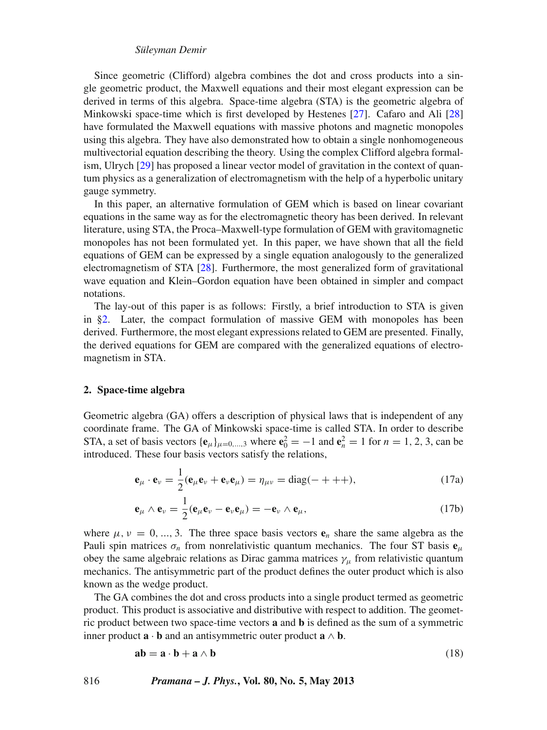Since geometric (Clifford) algebra combines the dot and cross products into a single geometric product, the Maxwell equations and their most elegant expression can be derived in terms of this algebra. Space-time algebra (STA) is the geometric algebra of Minkowski space-time which is first developed by Hestenes [27]. Cafaro and Ali [28] have formulated the Maxwell equations with massive photons and magnetic monopoles using this algebra. They have also demonstrated how to obtain a single nonhomogeneous multivectorial equation describing the theory. Using the complex Clifford algebra formalism, Ulrych [29] has proposed a linear vector model of gravitation in the context of quantum physics as a generalization of electromagnetism with the help of a hyperbolic unitary gauge symmetry.

In this paper, an alternative formulation of GEM which is based on linear covariant equations in the same way as for the electromagnetic theory has been derived. In relevant literature, using STA, the Proca–Maxwell-type formulation of GEM with gravitomagnetic monopoles has not been formulated yet. In this paper, we have shown that all the field equations of GEM can be expressed by a single equation analogously to the generalized electromagnetism of STA [28]. Furthermore, the most generalized form of gravitational wave equation and Klein–Gordon equation have been obtained in simpler and compact notations.

The lay-out of this paper is as follows: Firstly, a brief introduction to STA is given in §2. Later, the compact formulation of massive GEM with monopoles has been derived. Furthermore, the most elegant expressions related to GEM are presented. Finally, the derived equations for GEM are compared with the generalized equations of electromagnetism in STA.

## 2. Space-time algebra

Geometric algebra (GA) offers a description of physical laws that is independent of any coordinate frame. The GA of Minkowski space-time is called STA. In order to describe STA, a set of basis vectors $\{\mathbf{e}_\mu\}_{\mu=0,\ldots,3}$ where $\mathbf{e}_0^2 = -1$ and $\mathbf{e}_n^2 = 1$ for $n = 1, 2, 3$, can be introduced. These four basis vectors satisfy the relations,

$$\mathbf{e}_\mu \cdot \mathbf{e}_\nu = \frac{1}{2}(\mathbf{e}_\mu \mathbf{e}_\nu + \mathbf{e}_\nu \mathbf{e}_\mu) = \eta_{\mu\nu} = \text{diag}(-+++), \tag{17a}$$

$$\mathbf{e}_\mu \wedge \mathbf{e}_\nu = \frac{1}{2}(\mathbf{e}_\mu \mathbf{e}_\nu - \mathbf{e}_\nu \mathbf{e}_\mu) = -\mathbf{e}_\nu \wedge \mathbf{e}_\mu, \tag{17b}$$

where $\mu, \nu = 0, \ldots, 3$. The three space basis vectors $\mathbf{e}_n$ share the same algebra as the Pauli spin matrices $\sigma_n$ from nonrelativistic quantum mechanics. The four ST basis $\mathbf{e}_\mu$ obey the same algebraic relations as Dirac gamma matrices $\gamma_\mu$ from relativistic quantum mechanics. The antisymmetric part of the product defines the outer product which is also known as the wedge product.

The GA combines the dot and cross products into a single product termed as geometric product. This product is associative and distributive with respect to addition. The geometric product between two space-time vectors $\mathbf{a}$ and $\mathbf{b}$ is defined as the sum of a symmetric inner product $\mathbf{a} \cdot \mathbf{b}$ and an antisymmetric outer product $\mathbf{a} \wedge \mathbf{b}$.

$$\mathbf{ab} = \mathbf{a} \cdot \mathbf{b} + \mathbf{a} \wedge \mathbf{b} \tag{18}$$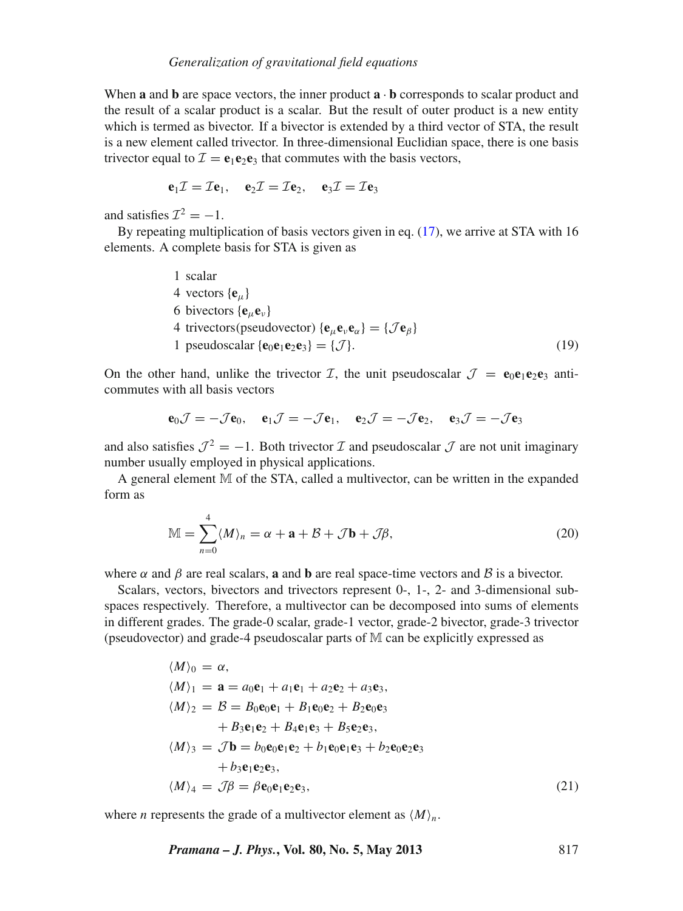When $\mathbf{a}$ and $\mathbf{b}$ are space vectors, the inner product $\mathbf{a} \cdot \mathbf{b}$ corresponds to scalar product and the result of a scalar product is a scalar. But the result of outer product is a new entity which is termed as bivector. If a bivector is extended by a third vector of STA, the result is a new element called trivector. In three-dimensional Euclidian space, there is one basis trivector equal to $\mathcal{I} = \mathbf{e}_1\mathbf{e}_2\mathbf{e}_3$ that commutes with the basis vectors,

$$\mathbf{e}_1\mathcal{I} = \mathcal{I}\mathbf{e}_1, \quad \mathbf{e}_2\mathcal{I} = \mathcal{I}\mathbf{e}_2, \quad \mathbf{e}_3\mathcal{I} = \mathcal{I}\mathbf{e}_3$$

and satisfies $\mathcal{I}^2 = -1$.

By repeating multiplication of basis vectors given in eq. (17), we arrive at STA with 16 elements. A complete basis for STA is given as

$$\begin{aligned}
&1 \ \text{scalar} \\
&4 \ \text{vectors} \ \{\mathbf{e}_\mu\} \\
&6 \ \text{bivectors} \ \{\mathbf{e}_\mu\mathbf{e}_\nu\} \\
&4 \ \text{trivectors(pseudovector)} \ \{\mathbf{e}_\mu\mathbf{e}_\nu\mathbf{e}_\alpha\} = \{\mathcal{J}\mathbf{e}_\beta\} \\
&1 \ \text{pseudoscalar} \ \{\mathbf{e}_0\mathbf{e}_1\mathbf{e}_2\mathbf{e}_3\} = \{\mathcal{J}\}.
\end{aligned} \tag{19}$$

On the other hand, unlike the trivector $\mathcal{I}$, the unit pseudoscalar $\mathcal{J} = \mathbf{e}_0\mathbf{e}_1\mathbf{e}_2\mathbf{e}_3$ anti-commutes with all basis vectors

$$\mathbf{e}_0\mathcal{J} = -\mathcal{J}\mathbf{e}_0, \quad \mathbf{e}_1\mathcal{J} = -\mathcal{J}\mathbf{e}_1, \quad \mathbf{e}_2\mathcal{J} = -\mathcal{J}\mathbf{e}_2, \quad \mathbf{e}_3\mathcal{J} = -\mathcal{J}\mathbf{e}_3$$

and also satisfies $\mathcal{J}^2 = -1$. Both trivector $\mathcal{I}$ and pseudoscalar $\mathcal{J}$ are not unit imaginary number usually employed in physical applications.

A general element $\mathbb{M}$ of the STA, called a multivector, can be written in the expanded form as

$$\mathbb{M} = \sum_{n=0}^{4} \langle M \rangle_n = \alpha + \mathbf{a} + \mathcal{B} + \mathcal{J}\mathbf{b} + \mathcal{J}\beta, \tag{20}$$

where $\alpha$ and $\beta$ are real scalars, $\mathbf{a}$ and $\mathbf{b}$ are real space-time vectors and $\mathcal{B}$ is a bivector.

Scalars, vectors, bivectors and trivectors represent 0-, 1-, 2- and 3-dimensional subspaces respectively. Therefore, a multivector can be decomposed into sums of elements in different grades. The grade-0 scalar, grade-1 vector, grade-2 bivector, grade-3 trivector (pseudovector) and grade-4 pseudoscalar parts of $\mathbb{M}$ can be explicitly expressed as

$$\begin{aligned}
\langle M \rangle_0 &= \alpha, \\
\langle M \rangle_1 &= \mathbf{a} = a_0\mathbf{e}_1 + a_1\mathbf{e}_1 + a_2\mathbf{e}_2 + a_3\mathbf{e}_3, \\
\langle M \rangle_2 &= \mathcal{B} = B_0\mathbf{e}_0\mathbf{e}_1 + B_1\mathbf{e}_0\mathbf{e}_2 + B_2\mathbf{e}_0\mathbf{e}_3 \\
&\quad + B_3\mathbf{e}_1\mathbf{e}_2 + B_4\mathbf{e}_1\mathbf{e}_3 + B_5\mathbf{e}_2\mathbf{e}_3, \\
\langle M \rangle_3 &= \mathcal{J}\mathbf{b} = b_0\mathbf{e}_0\mathbf{e}_1\mathbf{e}_2 + b_1\mathbf{e}_0\mathbf{e}_1\mathbf{e}_3 + b_2\mathbf{e}_0\mathbf{e}_2\mathbf{e}_3 \\
&\quad + b_3\mathbf{e}_1\mathbf{e}_2\mathbf{e}_3, \\
\langle M \rangle_4 &= \mathcal{J}\beta = \beta\mathbf{e}_0\mathbf{e}_1\mathbf{e}_2\mathbf{e}_3,
\end{aligned} \tag{21}$$

where $n$ represents the grade of a multivector element as $\langle M \rangle_n$.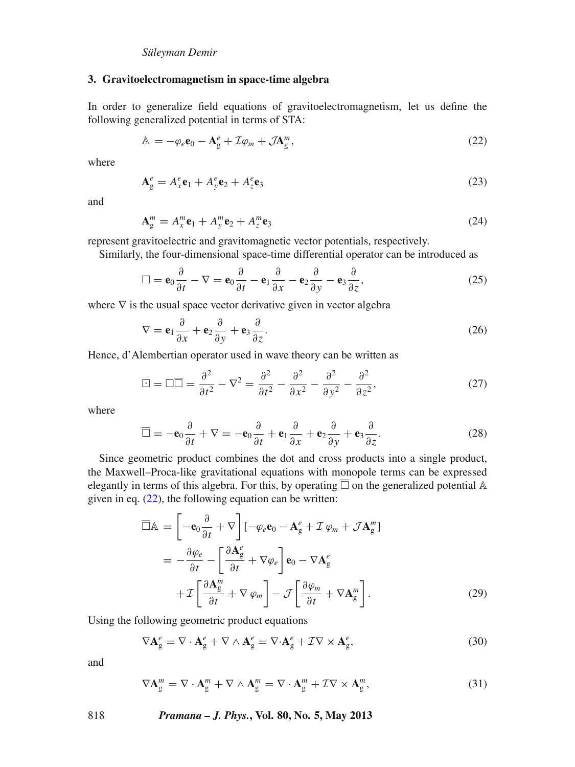## 3. Gravitoelectromagnetism in space-time algebra

In order to generalize field equations of gravitoelectromagnetism, let us define the following generalized potential in terms of STA:

$$\mathbb{A} = -\varphi_e \mathbf{e}_0 - \mathbf{A}_{\mathrm{g}}^e + \mathcal{I}\varphi_m + \mathcal{J}\mathbf{A}_{\mathrm{g}}^m, \tag{22}$$

where

$$\mathbf{A}_{\mathrm{g}}^e = A_x^e \mathbf{e}_1 + A_y^e \mathbf{e}_2 + A_z^e \mathbf{e}_3 \tag{23}$$

and

$$\mathbf{A}_{\mathrm{g}}^m = A_x^m \mathbf{e}_1 + A_y^m \mathbf{e}_2 + A_z^m \mathbf{e}_3 \tag{24}$$

represent gravitoelectric and gravitomagnetic vector potentials, respectively.

Similarly, the four-dimensional space-time differential operator can be introduced as

$$\Box = \mathbf{e}_0 \frac{\partial}{\partial t} - \nabla = \mathbf{e}_0 \frac{\partial}{\partial t} - \mathbf{e}_1 \frac{\partial}{\partial x} - \mathbf{e}_2 \frac{\partial}{\partial y} - \mathbf{e}_3 \frac{\partial}{\partial z}, \tag{25}$$

where $\nabla$ is the usual space vector derivative given in vector algebra

$$\nabla = \mathbf{e}_1 \frac{\partial}{\partial x} + \mathbf{e}_2 \frac{\partial}{\partial y} + \mathbf{e}_3 \frac{\partial}{\partial z}. \tag{26}$$

Hence, d'Alembertian operator used in wave theory can be written as

$$\boxdot = \Box\overline{\Box} = \frac{\partial^2}{\partial t^2} - \nabla^2 = \frac{\partial^2}{\partial t^2} - \frac{\partial^2}{\partial x^2} - \frac{\partial^2}{\partial y^2} - \frac{\partial^2}{\partial z^2}, \tag{27}$$

where

$$\overline{\Box} = -\mathbf{e}_0 \frac{\partial}{\partial t} + \nabla = -\mathbf{e}_0 \frac{\partial}{\partial t} + \mathbf{e}_1 \frac{\partial}{\partial x} + \mathbf{e}_2 \frac{\partial}{\partial y} + \mathbf{e}_3 \frac{\partial}{\partial z}. \tag{28}$$

Since geometric product combines the dot and cross products into a single product, the Maxwell–Proca-like gravitational equations with monopole terms can be expressed elegantly in terms of this algebra. For this, by operating $\overline{\Box}$ on the generalized potential $\mathbb{A}$ given in eq. (22), the following equation can be written:

$$\begin{aligned}
\overline{\Box}\mathbb{A} &= \left[-\mathbf{e}_0 \frac{\partial}{\partial t} + \nabla\right]\left[-\varphi_e \mathbf{e}_0 - \mathbf{A}_{\mathrm{g}}^e + \mathcal{I}\,\varphi_m + \mathcal{J}\mathbf{A}_{\mathrm{g}}^m\right] \\
&= -\frac{\partial \varphi_e}{\partial t} - \left[\frac{\partial \mathbf{A}_{\mathrm{g}}^e}{\partial t} + \nabla\varphi_e\right]\mathbf{e}_0 - \nabla\mathbf{A}_{\mathrm{g}}^e \\
&\quad + \mathcal{I}\left[\frac{\partial \mathbf{A}_{\mathrm{g}}^m}{\partial t} + \nabla\,\varphi_m\right] - \mathcal{J}\left[\frac{\partial \varphi_m}{\partial t} + \nabla\mathbf{A}_{\mathrm{g}}^m\right].
\end{aligned} \tag{29}$$

Using the following geometric product equations

$$\nabla\mathbf{A}_{\mathrm{g}}^e = \nabla\cdot\mathbf{A}_{\mathrm{g}}^e + \nabla\wedge\mathbf{A}_{\mathrm{g}}^e = \nabla\cdot\mathbf{A}_{\mathrm{g}}^e + \mathcal{I}\nabla\times\mathbf{A}_{\mathrm{g}}^e, \tag{30}$$

and

$$\nabla\mathbf{A}_{\mathrm{g}}^m = \nabla\cdot\mathbf{A}_{\mathrm{g}}^m + \nabla\wedge\mathbf{A}_{\mathrm{g}}^m = \nabla\cdot\mathbf{A}_{\mathrm{g}}^m + \mathcal{I}\nabla\times\mathbf{A}_{\mathrm{g}}^m, \tag{31}$$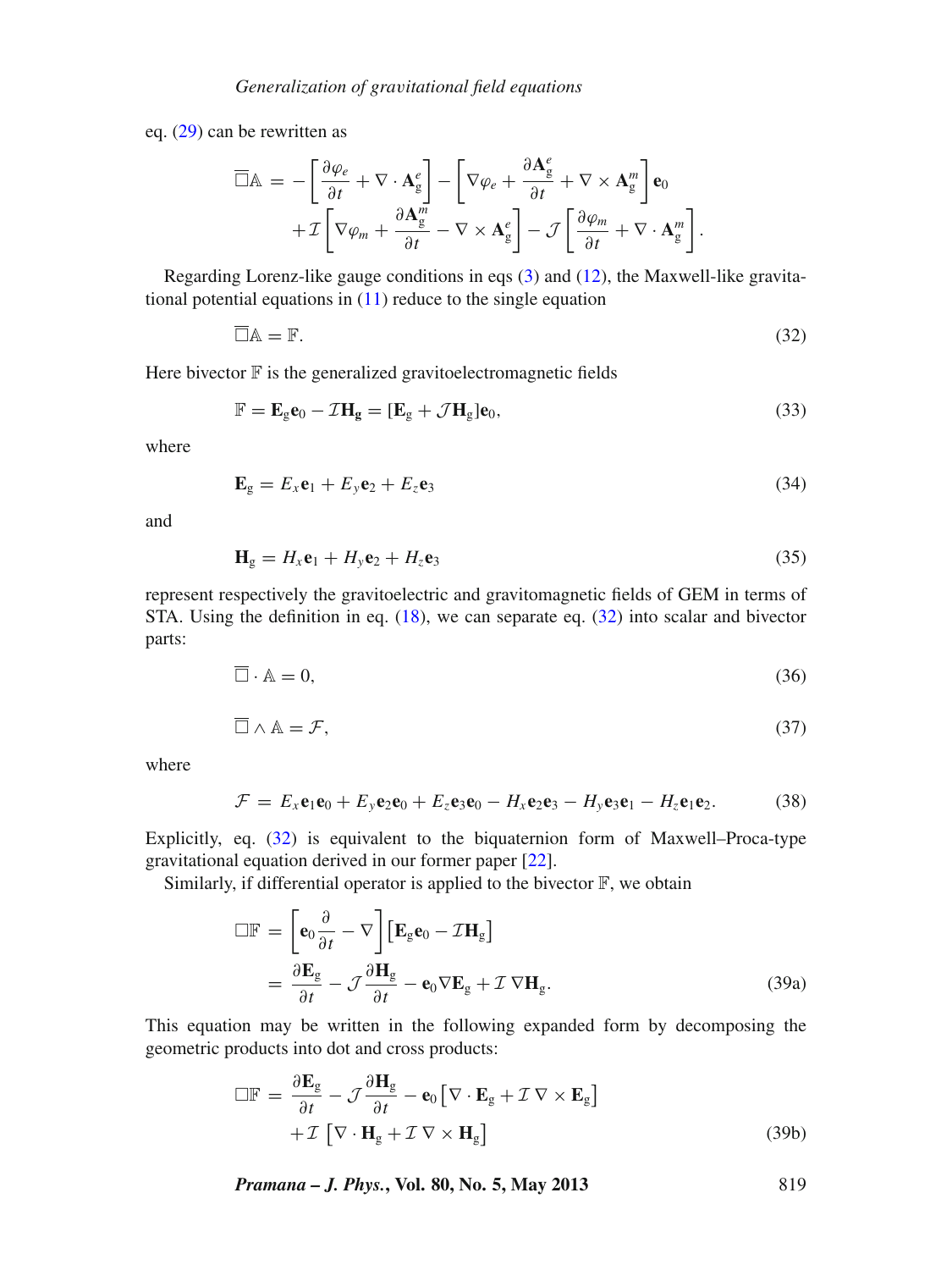eq. (29) can be rewritten as

$$
\begin{aligned}
\overline{\Box}\mathbb{A} = & -\left[\frac{\partial \varphi_e}{\partial t} + \nabla \cdot \mathbf{A}_{\mathrm{g}}^{e}\right] - \left[\nabla \varphi_e + \frac{\partial \mathbf{A}_{\mathrm{g}}^{e}}{\partial t} + \nabla \times \mathbf{A}_{\mathrm{g}}^{m}\right]\mathbf{e}_0 \\
& + \mathcal{I}\left[\nabla \varphi_m + \frac{\partial \mathbf{A}_{\mathrm{g}}^{m}}{\partial t} - \nabla \times \mathbf{A}_{\mathrm{g}}^{e}\right] - \mathcal{J}\left[\frac{\partial \varphi_m}{\partial t} + \nabla \cdot \mathbf{A}_{\mathrm{g}}^{m}\right].
\end{aligned}
$$

Regarding Lorenz-like gauge conditions in eqs (3) and (12), the Maxwell-like gravitational potential equations in (11) reduce to the single equation

$$
\overline{\Box}\mathbb{A} = \mathbb{F}. \tag{32}
$$

Here bivector $\mathbb{F}$ is the generalized gravitoelectromagnetic fields

$$
\mathbb{F} = \mathbf{E}_{\mathrm{g}}\mathbf{e}_0 - \mathcal{I}\mathbf{H}_{\mathbf{g}} = [\mathbf{E}_{\mathrm{g}} + \mathcal{J}\mathbf{H}_{\mathrm{g}}]\mathbf{e}_0, \tag{33}
$$

where

$$
\mathbf{E}_{\mathrm{g}} = E_x\mathbf{e}_1 + E_y\mathbf{e}_2 + E_z\mathbf{e}_3 \tag{34}
$$

and

$$
\mathbf{H}_{\mathrm{g}} = H_x\mathbf{e}_1 + H_y\mathbf{e}_2 + H_z\mathbf{e}_3 \tag{35}
$$

represent respectively the gravitoelectric and gravitomagnetic fields of GEM in terms of STA. Using the definition in eq. (18), we can separate eq. (32) into scalar and bivector parts:

$$
\overline{\Box} \cdot \mathbb{A} = 0, \tag{36}
$$

$$
\overline{\Box} \wedge \mathbb{A} = \mathcal{F}, \tag{37}
$$

where

$$
\mathcal{F} = E_x\mathbf{e}_1\mathbf{e}_0 + E_y\mathbf{e}_2\mathbf{e}_0 + E_z\mathbf{e}_3\mathbf{e}_0 - H_x\mathbf{e}_2\mathbf{e}_3 - H_y\mathbf{e}_3\mathbf{e}_1 - H_z\mathbf{e}_1\mathbf{e}_2. \tag{38}
$$

Explicitly, eq. (32) is equivalent to the biquaternion form of Maxwell–Proca-type gravitational equation derived in our former paper [22].

Similarly, if differential operator is applied to the bivector $\mathbb{F}$, we obtain

$$
\begin{aligned}
\Box\mathbb{F} &= \left[\mathbf{e}_0\frac{\partial}{\partial t} - \nabla\right]\left[\mathbf{E}_{\mathrm{g}}\mathbf{e}_0 - \mathcal{I}\mathbf{H}_{\mathrm{g}}\right] \\
&= \frac{\partial \mathbf{E}_{\mathrm{g}}}{\partial t} - \mathcal{J}\frac{\partial \mathbf{H}_{\mathrm{g}}}{\partial t} - \mathbf{e}_0\nabla\mathbf{E}_{\mathrm{g}} + \mathcal{I}\,\nabla\mathbf{H}_{\mathrm{g}}.
\end{aligned} \tag{39a}
$$

This equation may be written in the following expanded form by decomposing the geometric products into dot and cross products:

$$
\begin{aligned}
\Box\mathbb{F} = & \frac{\partial \mathbf{E}_{\mathrm{g}}}{\partial t} - \mathcal{J}\frac{\partial \mathbf{H}_{\mathrm{g}}}{\partial t} - \mathbf{e}_0\left[\nabla \cdot \mathbf{E}_{\mathrm{g}} + \mathcal{I}\,\nabla \times \mathbf{E}_{\mathrm{g}}\right] \\
& + \mathcal{I}\left[\nabla \cdot \mathbf{H}_{\mathrm{g}} + \mathcal{I}\,\nabla \times \mathbf{H}_{\mathrm{g}}\right]
\end{aligned} \tag{39b}
$$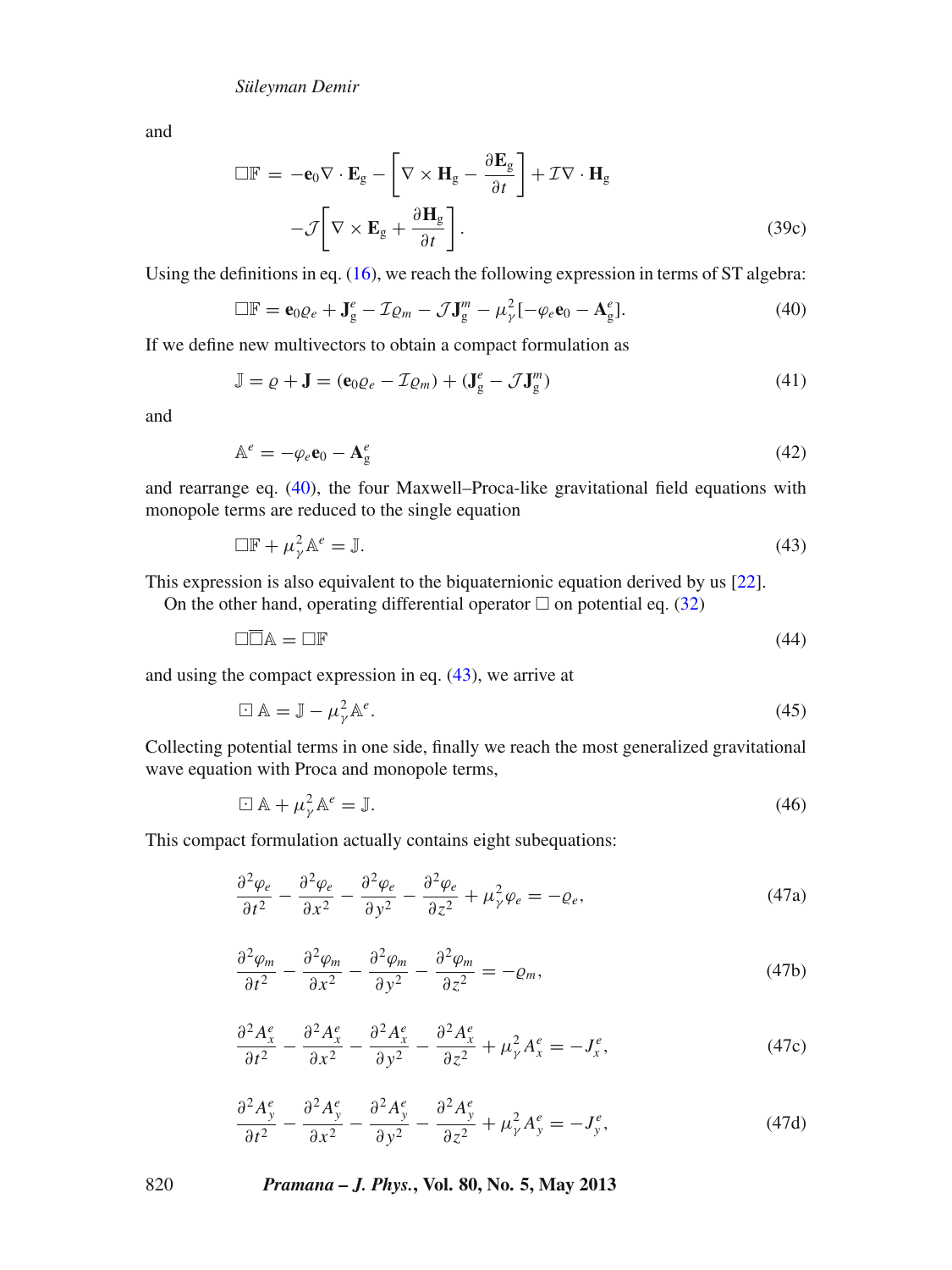and

$$\square\mathbb{F} = -\mathbf{e}_0\nabla\cdot\mathbf{E}_{\mathrm{g}} - \left[\nabla\times\mathbf{H}_{\mathrm{g}} - \frac{\partial\mathbf{E}_{\mathrm{g}}}{\partial t}\right] + \mathcal{I}\nabla\cdot\mathbf{H}_{\mathrm{g}}$$
$$-\mathcal{J}\left[\nabla\times\mathbf{E}_{\mathrm{g}} + \frac{\partial\mathbf{H}_{\mathrm{g}}}{\partial t}\right]. \tag{39c}$$

Using the definitions in eq. (16), we reach the following expression in terms of ST algebra:

$$\square\mathbb{F} = \mathbf{e}_0\varrho_e + \mathbf{J}_{\mathrm{g}}^e - \mathcal{I}\varrho_m - \mathcal{J}\mathbf{J}_{\mathrm{g}}^m - \mu_\gamma^2[-\varphi_e\mathbf{e}_0 - \mathbf{A}_{\mathrm{g}}^e]. \tag{40}$$

If we define new multivectors to obtain a compact formulation as

$$\mathbb{J} = \varrho + \mathbf{J} = (\mathbf{e}_0\varrho_e - \mathcal{I}\varrho_m) + (\mathbf{J}_{\mathrm{g}}^e - \mathcal{J}\mathbf{J}_{\mathrm{g}}^m) \tag{41}$$

and

$$\mathbb{A}^e = -\varphi_e\mathbf{e}_0 - \mathbf{A}_{\mathrm{g}}^e \tag{42}$$

and rearrange eq. (40), the four Maxwell–Proca-like gravitational field equations with monopole terms are reduced to the single equation

$$\square\mathbb{F} + \mu_\gamma^2\mathbb{A}^e = \mathbb{J}. \tag{43}$$

This expression is also equivalent to the biquaternionic equation derived by us [22].

On the other hand, operating differential operator $\square$ on potential eq. (32)

$$\square\overline{\square}\mathbb{A} = \square\mathbb{F} \tag{44}$$

and using the compact expression in eq. (43), we arrive at

$$\boxdot\,\mathbb{A} = \mathbb{J} - \mu_\gamma^2\mathbb{A}^e. \tag{45}$$

Collecting potential terms in one side, finally we reach the most generalized gravitational wave equation with Proca and monopole terms,

$$\boxdot\,\mathbb{A} + \mu_\gamma^2\mathbb{A}^e = \mathbb{J}. \tag{46}$$

This compact formulation actually contains eight subequations:

$$\frac{\partial^2\varphi_e}{\partial t^2} - \frac{\partial^2\varphi_e}{\partial x^2} - \frac{\partial^2\varphi_e}{\partial y^2} - \frac{\partial^2\varphi_e}{\partial z^2} + \mu_\gamma^2\varphi_e = -\varrho_e, \tag{47a}$$

$$\frac{\partial^2\varphi_m}{\partial t^2} - \frac{\partial^2\varphi_m}{\partial x^2} - \frac{\partial^2\varphi_m}{\partial y^2} - \frac{\partial^2\varphi_m}{\partial z^2} = -\varrho_m, \tag{47b}$$

$$\frac{\partial^2 A_x^e}{\partial t^2} - \frac{\partial^2 A_x^e}{\partial x^2} - \frac{\partial^2 A_x^e}{\partial y^2} - \frac{\partial^2 A_x^e}{\partial z^2} + \mu_\gamma^2 A_x^e = -J_x^e, \tag{47c}$$

$$\frac{\partial^2 A_y^e}{\partial t^2} - \frac{\partial^2 A_y^e}{\partial x^2} - \frac{\partial^2 A_y^e}{\partial y^2} - \frac{\partial^2 A_y^e}{\partial z^2} + \mu_\gamma^2 A_y^e = -J_y^e, \tag{47d}$$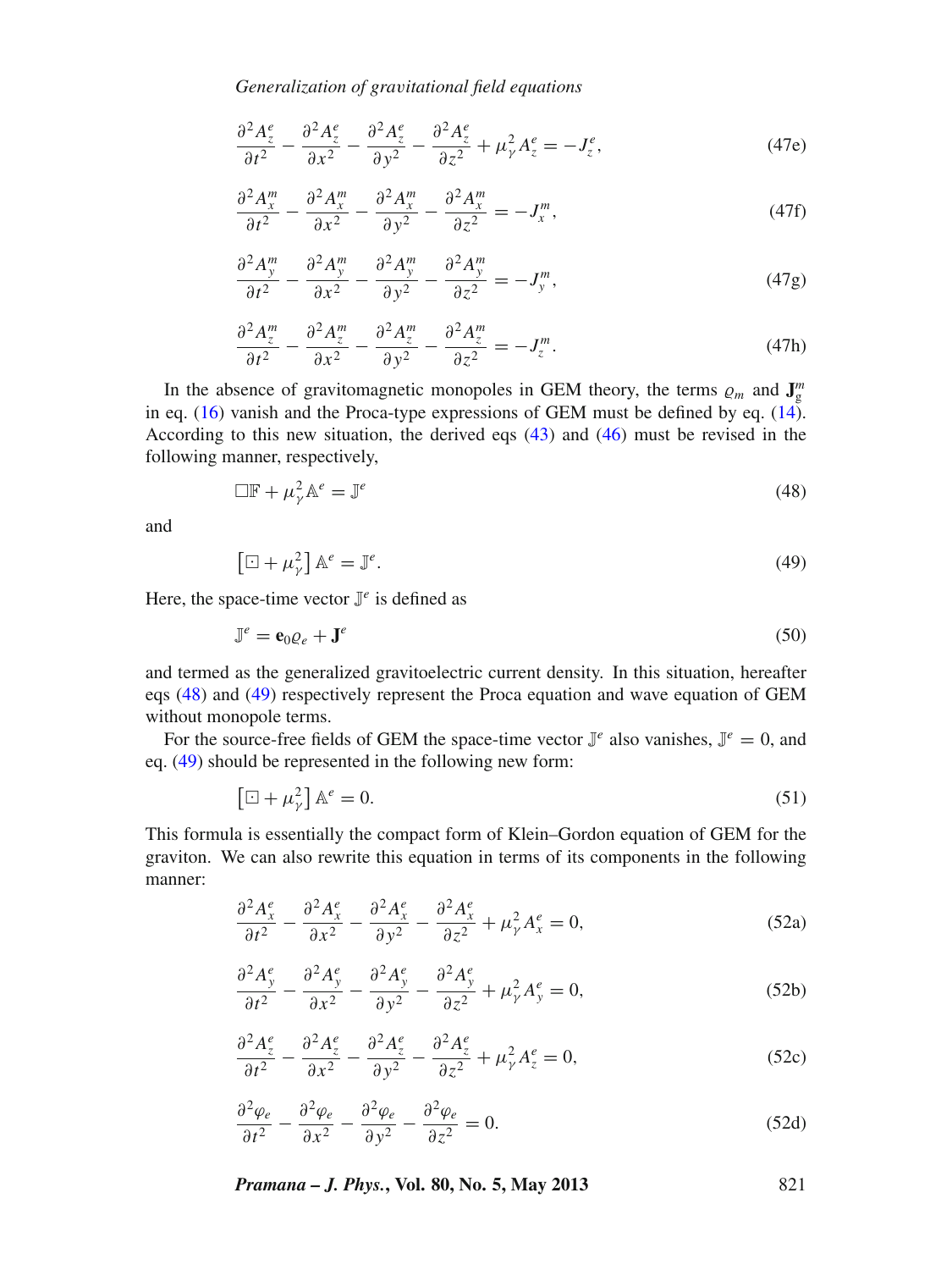$$\frac{\partial^2 A_z^e}{\partial t^2} - \frac{\partial^2 A_z^e}{\partial x^2} - \frac{\partial^2 A_z^e}{\partial y^2} - \frac{\partial^2 A_z^e}{\partial z^2} + \mu_\gamma^2 A_z^e = -J_z^e, \tag{47e}$$

$$\frac{\partial^2 A_x^m}{\partial t^2} - \frac{\partial^2 A_x^m}{\partial x^2} - \frac{\partial^2 A_x^m}{\partial y^2} - \frac{\partial^2 A_x^m}{\partial z^2} = -J_x^m, \tag{47f}$$

$$\frac{\partial^2 A_y^m}{\partial t^2} - \frac{\partial^2 A_y^m}{\partial x^2} - \frac{\partial^2 A_y^m}{\partial y^2} - \frac{\partial^2 A_y^m}{\partial z^2} = -J_y^m, \tag{47g}$$

$$\frac{\partial^2 A_z^m}{\partial t^2} - \frac{\partial^2 A_z^m}{\partial x^2} - \frac{\partial^2 A_z^m}{\partial y^2} - \frac{\partial^2 A_z^m}{\partial z^2} = -J_z^m. \tag{47h}$$

In the absence of gravitomagnetic monopoles in GEM theory, the terms $\varrho_m$ and $\mathbf{J}_{\mathrm{g}}^m$ in eq. (16) vanish and the Proca-type expressions of GEM must be defined by eq. (14). According to this new situation, the derived eqs (43) and (46) must be revised in the following manner, respectively,

$$\Box\mathbb{F} + \mu_\gamma^2 \mathbb{A}^e = \mathbb{J}^e \tag{48}$$

and

$$\left[\boxdot + \mu_\gamma^2\right]\mathbb{A}^e = \mathbb{J}^e. \tag{49}$$

Here, the space-time vector $\mathbb{J}^e$ is defined as

$$\mathbb{J}^e = \mathbf{e}_0 \varrho_e + \mathbf{J}^e \tag{50}$$

and termed as the generalized gravitoelectric current density. In this situation, hereafter eqs (48) and (49) respectively represent the Proca equation and wave equation of GEM without monopole terms.

For the source-free fields of GEM the space-time vector $\mathbb{J}^e$ also vanishes, $\mathbb{J}^e = 0$, and eq. (49) should be represented in the following new form:

$$\left[\boxdot + \mu_\gamma^2\right]\mathbb{A}^e = 0. \tag{51}$$

This formula is essentially the compact form of Klein–Gordon equation of GEM for the graviton. We can also rewrite this equation in terms of its components in the following manner:

$$\frac{\partial^2 A_x^e}{\partial t^2} - \frac{\partial^2 A_x^e}{\partial x^2} - \frac{\partial^2 A_x^e}{\partial y^2} - \frac{\partial^2 A_x^e}{\partial z^2} + \mu_\gamma^2 A_x^e = 0, \tag{52a}$$

$$\frac{\partial^2 A_y^e}{\partial t^2} - \frac{\partial^2 A_y^e}{\partial x^2} - \frac{\partial^2 A_y^e}{\partial y^2} - \frac{\partial^2 A_y^e}{\partial z^2} + \mu_\gamma^2 A_y^e = 0, \tag{52b}$$

$$\frac{\partial^2 A_z^e}{\partial t^2} - \frac{\partial^2 A_z^e}{\partial x^2} - \frac{\partial^2 A_z^e}{\partial y^2} - \frac{\partial^2 A_z^e}{\partial z^2} + \mu_\gamma^2 A_z^e = 0, \tag{52c}$$

$$\frac{\partial^2 \varphi_e}{\partial t^2} - \frac{\partial^2 \varphi_e}{\partial x^2} - \frac{\partial^2 \varphi_e}{\partial y^2} - \frac{\partial^2 \varphi_e}{\partial z^2} = 0. \tag{52d}$$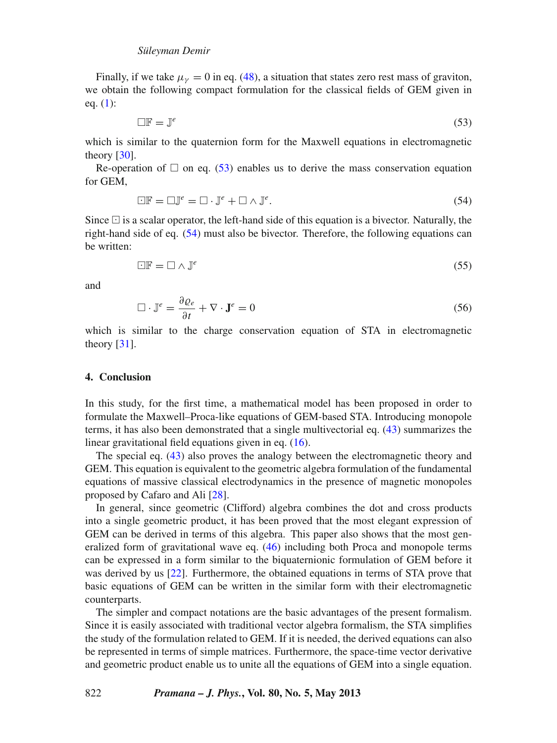Finally, if we take $\mu_\gamma = 0$ in eq. (48), a situation that states zero rest mass of graviton, we obtain the following compact formulation for the classical fields of GEM given in eq. (1):

$$\Box \mathbb{F} = \mathbb{J}^e \tag{53}$$

which is similar to the quaternion form for the Maxwell equations in electromagnetic theory [30].

Re-operation of $\Box$ on eq. (53) enables us to derive the mass conservation equation for GEM,

$$\boxdot \mathbb{F} = \Box \mathbb{J}^e = \Box \cdot \mathbb{J}^e + \Box \wedge \mathbb{J}^e. \tag{54}$$

Since $\boxdot$ is a scalar operator, the left-hand side of this equation is a bivector. Naturally, the right-hand side of eq. (54) must also be bivector. Therefore, the following equations can be written:

$$\boxdot \mathbb{F} = \Box \wedge \mathbb{J}^e \tag{55}$$

and

$$\Box \cdot \mathbb{J}^e = \frac{\partial \varrho_e}{\partial t} + \nabla \cdot \mathbf{J}^e = 0 \tag{56}$$

which is similar to the charge conservation equation of STA in electromagnetic theory [31].

## 4. Conclusion

In this study, for the first time, a mathematical model has been proposed in order to formulate the Maxwell–Proca-like equations of GEM-based STA. Introducing monopole terms, it has also been demonstrated that a single multivectorial eq. (43) summarizes the linear gravitational field equations given in eq. (16).

The special eq. (43) also proves the analogy between the electromagnetic theory and GEM. This equation is equivalent to the geometric algebra formulation of the fundamental equations of massive classical electrodynamics in the presence of magnetic monopoles proposed by Cafaro and Ali [28].

In general, since geometric (Clifford) algebra combines the dot and cross products into a single geometric product, it has been proved that the most elegant expression of GEM can be derived in terms of this algebra. This paper also shows that the most generalized form of gravitational wave eq. (46) including both Proca and monopole terms can be expressed in a form similar to the biquaternionic formulation of GEM before it was derived by us [22]. Furthermore, the obtained equations in terms of STA prove that basic equations of GEM can be written in the similar form with their electromagnetic counterparts.

The simpler and compact notations are the basic advantages of the present formalism. Since it is easily associated with traditional vector algebra formalism, the STA simplifies the study of the formulation related to GEM. If it is needed, the derived equations can also be represented in terms of simple matrices. Furthermore, the space-time vector derivative and geometric product enable us to unite all the equations of GEM into a single equation.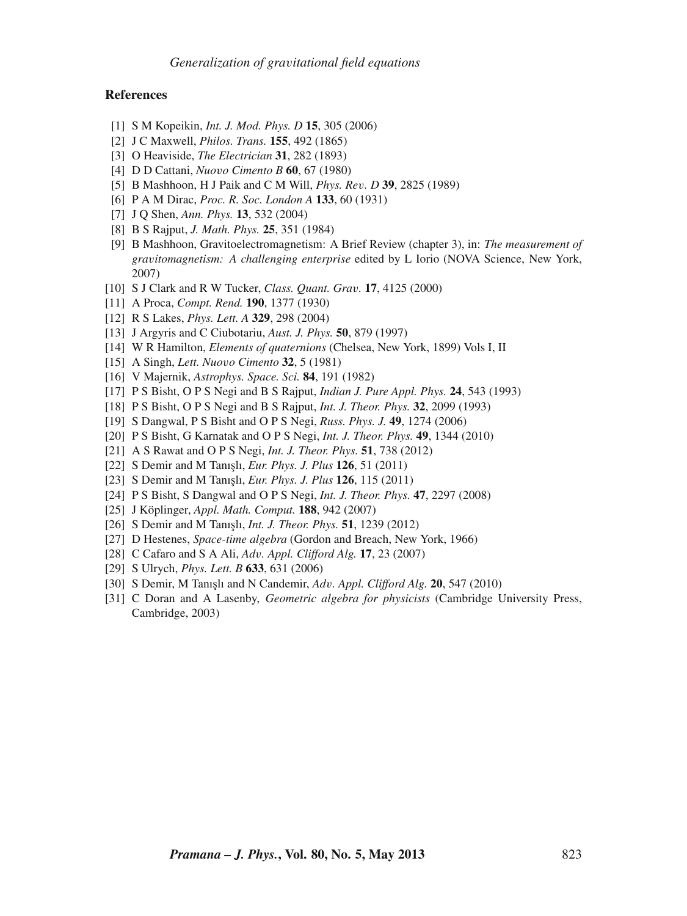## References

[1] S M Kopeikin, *Int. J. Mod. Phys. D* **15**, 305 (2006)
[2] J C Maxwell, *Philos. Trans.* **155**, 492 (1865)
[3] O Heaviside, *The Electrician* **31**, 282 (1893)
[4] D D Cattani, *Nuovo Cimento B* **60**, 67 (1980)
[5] B Mashhoon, H J Paik and C M Will, *Phys. Rev. D* **39**, 2825 (1989)
[6] P A M Dirac, *Proc. R. Soc. London A* **133**, 60 (1931)
[7] J Q Shen, *Ann. Phys.* **13**, 532 (2004)
[8] B S Rajput, *J. Math. Phys.* **25**, 351 (1984)
[9] B Mashhoon, Gravitoelectromagnetism: A Brief Review (chapter 3), in: *The measurement of gravitomagnetism: A challenging enterprise* edited by L Iorio (NOVA Science, New York, 2007)
[10] S J Clark and R W Tucker, *Class. Quant. Grav.* **17**, 4125 (2000)
[11] A Proca, *Compt. Rend.* **190**, 1377 (1930)
[12] R S Lakes, *Phys. Lett. A* **329**, 298 (2004)
[13] J Argyris and C Ciubotariu, *Aust. J. Phys.* **50**, 879 (1997)
[14] W R Hamilton, *Elements of quaternions* (Chelsea, New York, 1899) Vols I, II
[15] A Singh, *Lett. Nuovo Cimento* **32**, 5 (1981)
[16] V Majernik, *Astrophys. Space. Sci.* **84**, 191 (1982)
[17] P S Bisht, O P S Negi and B S Rajput, *Indian J. Pure Appl. Phys.* **24**, 543 (1993)
[18] P S Bisht, O P S Negi and B S Rajput, *Int. J. Theor. Phys.* **32**, 2099 (1993)
[19] S Dangwal, P S Bisht and O P S Negi, *Russ. Phys. J.* **49**, 1274 (2006)
[20] P S Bisht, G Karnatak and O P S Negi, *Int. J. Theor. Phys.* **49**, 1344 (2010)
[21] A S Rawat and O P S Negi, *Int. J. Theor. Phys.* **51**, 738 (2012)
[22] S Demir and M Tanışlı, *Eur. Phys. J. Plus* **126**, 51 (2011)
[23] S Demir and M Tanışlı, *Eur. Phys. J. Plus* **126**, 115 (2011)
[24] P S Bisht, S Dangwal and O P S Negi, *Int. J. Theor. Phys.* **47**, 2297 (2008)
[25] J Köplinger, *Appl. Math. Comput.* **188**, 942 (2007)
[26] S Demir and M Tanışlı, *Int. J. Theor. Phys.* **51**, 1239 (2012)
[27] D Hestenes, *Space-time algebra* (Gordon and Breach, New York, 1966)
[28] C Cafaro and S A Ali, *Adv. Appl. Clifford Alg.* **17**, 23 (2007)
[29] S Ulrych, *Phys. Lett. B* **633**, 631 (2006)
[30] S Demir, M Tanışlı and N Candemir, *Adv. Appl. Clifford Alg.* **20**, 547 (2010)
[31] C Doran and A Lasenby, *Geometric algebra for physicists* (Cambridge University Press, Cambridge, 2003)